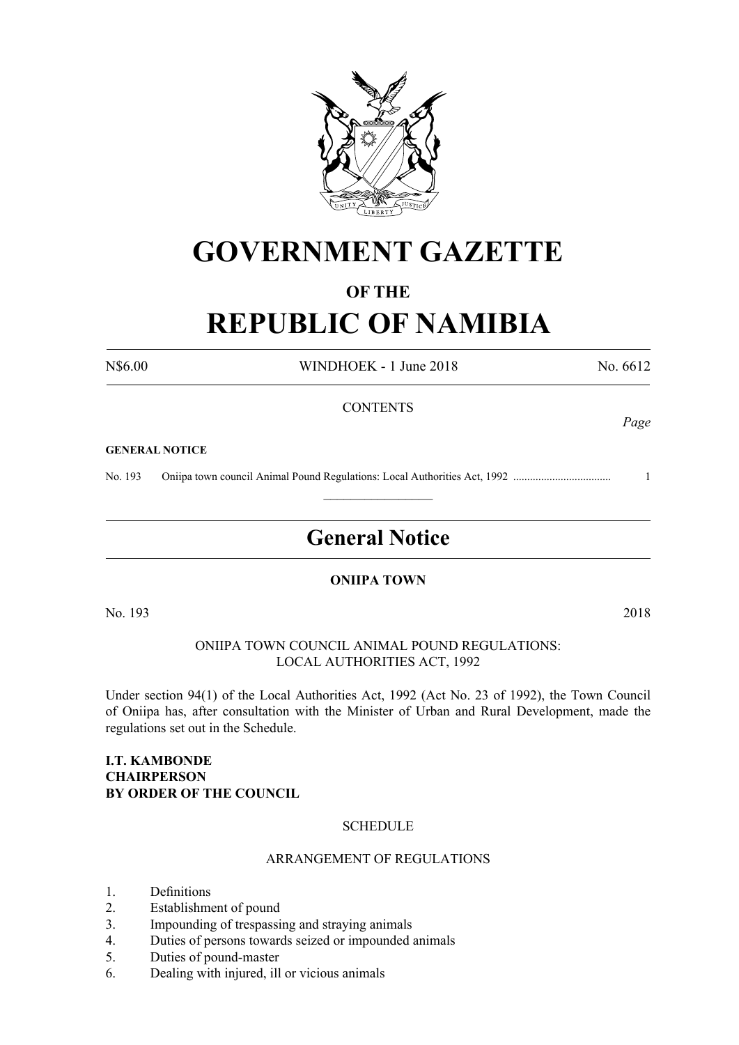# GOVERNMENT GAZETTE

### OF THE

# REPUBLIC OF NAMIBIA

N$6.00 WINDHOEK - 1 June 2018 No. 6612

CONTENTS

*Page*

**GENERAL NOTICE**

No. 193 Oniipa town council Animal Pound Regulations: Local Authorities Act, 1992 .................................. 1

---

## General Notice

**ONIIPA TOWN**

No. 193 2018

ONIIPA TOWN COUNCIL ANIMAL POUND REGULATIONS:
LOCAL AUTHORITIES ACT, 1992

Under section 94(1) of the Local Authorities Act, 1992 (Act No. 23 of 1992), the Town Council of Oniipa has, after consultation with the Minister of Urban and Rural Development, made the regulations set out in the Schedule.

**I.T. KAMBONDE**
**CHAIRPERSON**
**BY ORDER OF THE COUNCIL**

SCHEDULE

ARRANGEMENT OF REGULATIONS

1. Definitions
2. Establishment of pound
3. Impounding of trespassing and straying animals
4. Duties of persons towards seized or impounded animals
5. Duties of pound-master
6. Dealing with injured, ill or vicious animals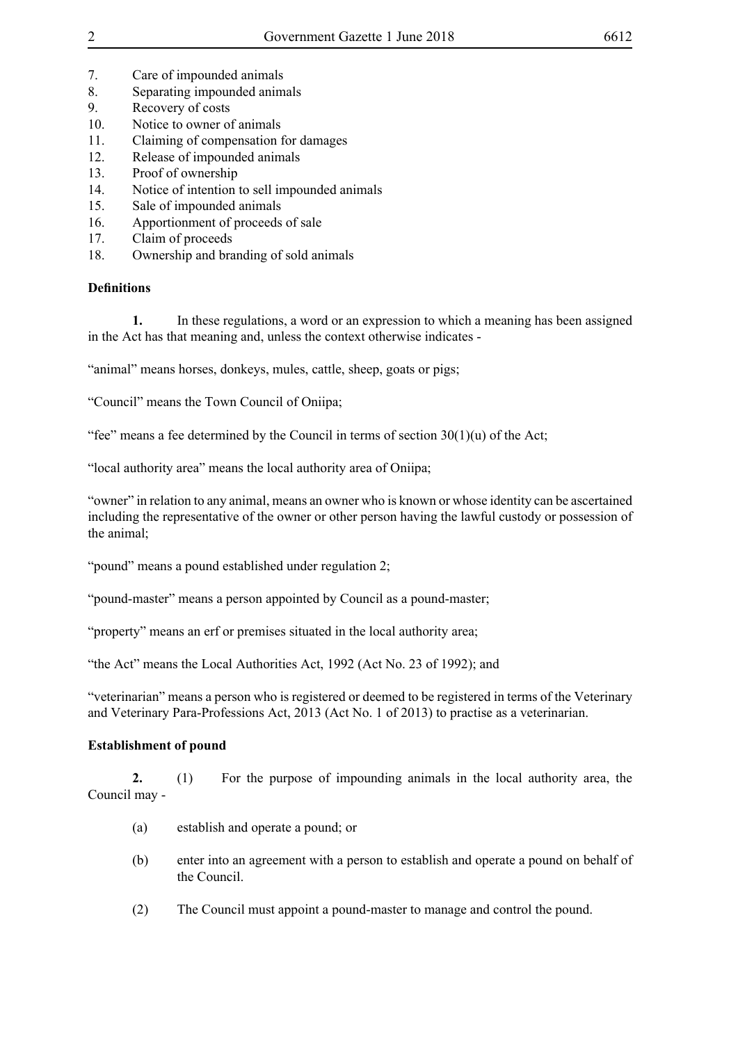7. Care of impounded animals
8. Separating impounded animals
9. Recovery of costs
10. Notice to owner of animals
11. Claiming of compensation for damages
12. Release of impounded animals
13. Proof of ownership
14. Notice of intention to sell impounded animals
15. Sale of impounded animals
16. Apportionment of proceeds of sale
17. Claim of proceeds
18. Ownership and branding of sold animals

**Definitions**

**1.** In these regulations, a word or an expression to which a meaning has been assigned in the Act has that meaning and, unless the context otherwise indicates -

"animal" means horses, donkeys, mules, cattle, sheep, goats or pigs;

"Council" means the Town Council of Oniipa;

"fee" means a fee determined by the Council in terms of section 30(1)(u) of the Act;

"local authority area" means the local authority area of Oniipa;

"owner" in relation to any animal, means an owner who is known or whose identity can be ascertained including the representative of the owner or other person having the lawful custody or possession of the animal;

"pound" means a pound established under regulation 2;

"pound-master" means a person appointed by Council as a pound-master;

"property" means an erf or premises situated in the local authority area;

"the Act" means the Local Authorities Act, 1992 (Act No. 23 of 1992); and

"veterinarian" means a person who is registered or deemed to be registered in terms of the Veterinary and Veterinary Para-Professions Act, 2013 (Act No. 1 of 2013) to practise as a veterinarian.

**Establishment of pound**

**2.** (1) For the purpose of impounding animals in the local authority area, the Council may -

(a) establish and operate a pound; or

(b) enter into an agreement with a person to establish and operate a pound on behalf of the Council.

(2) The Council must appoint a pound-master to manage and control the pound.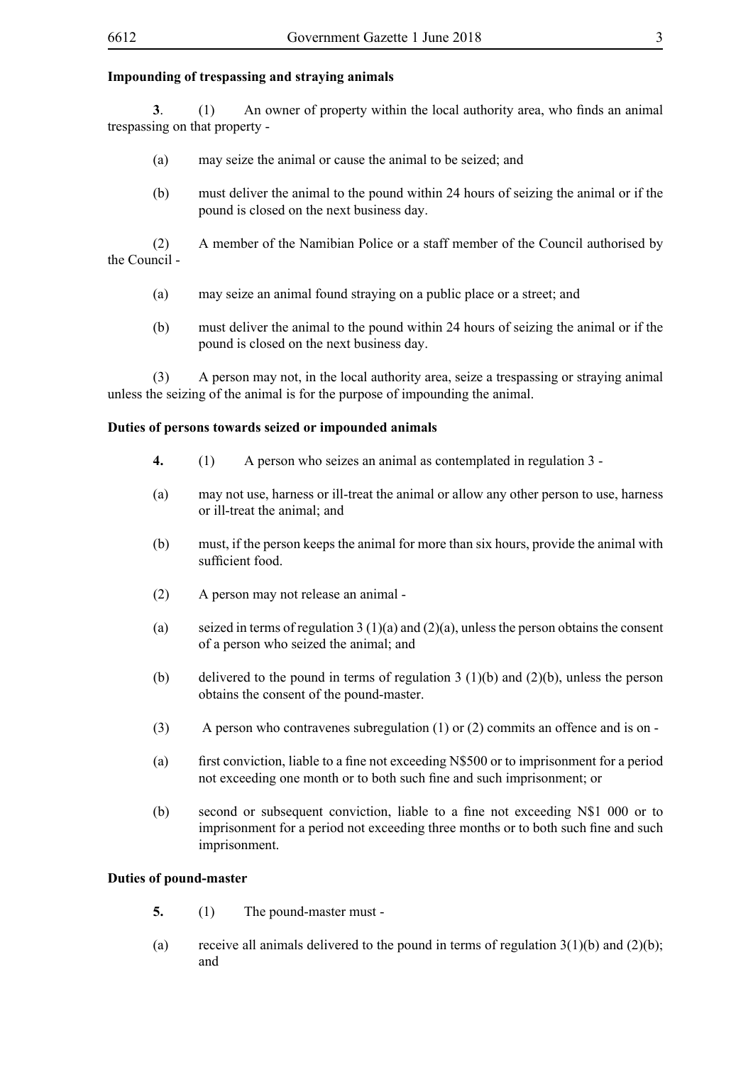**Impounding of trespassing and straying animals**

**3**. (1) An owner of property within the local authority area, who finds an animal trespassing on that property -

(a) may seize the animal or cause the animal to be seized; and

(b) must deliver the animal to the pound within 24 hours of seizing the animal or if the pound is closed on the next business day.

(2) A member of the Namibian Police or a staff member of the Council authorised by the Council -

(a) may seize an animal found straying on a public place or a street; and

(b) must deliver the animal to the pound within 24 hours of seizing the animal or if the pound is closed on the next business day.

(3) A person may not, in the local authority area, seize a trespassing or straying animal unless the seizing of the animal is for the purpose of impounding the animal.

**Duties of persons towards seized or impounded animals**

**4.** (1) A person who seizes an animal as contemplated in regulation 3 -

(a) may not use, harness or ill-treat the animal or allow any other person to use, harness or ill-treat the animal; and

(b) must, if the person keeps the animal for more than six hours, provide the animal with sufficient food.

(2) A person may not release an animal -

(a) seized in terms of regulation 3 (1)(a) and (2)(a), unless the person obtains the consent of a person who seized the animal; and

(b) delivered to the pound in terms of regulation 3 (1)(b) and (2)(b), unless the person obtains the consent of the pound-master.

(3) A person who contravenes subregulation (1) or (2) commits an offence and is on -

(a) first conviction, liable to a fine not exceeding N$500 or to imprisonment for a period not exceeding one month or to both such fine and such imprisonment; or

(b) second or subsequent conviction, liable to a fine not exceeding N$1 000 or to imprisonment for a period not exceeding three months or to both such fine and such imprisonment.

**Duties of pound-master**

**5.** (1) The pound-master must -

(a) receive all animals delivered to the pound in terms of regulation 3(1)(b) and (2)(b); and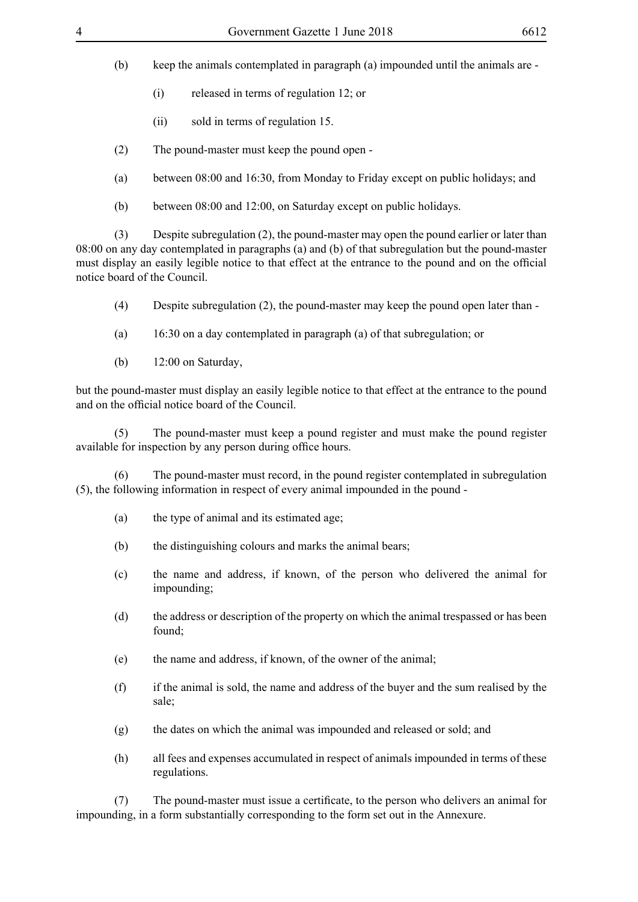(b) keep the animals contemplated in paragraph (a) impounded until the animals are -

(i) released in terms of regulation 12; or

(ii) sold in terms of regulation 15.

(2) The pound-master must keep the pound open -

(a) between 08:00 and 16:30, from Monday to Friday except on public holidays; and

(b) between 08:00 and 12:00, on Saturday except on public holidays.

(3) Despite subregulation (2), the pound-master may open the pound earlier or later than 08:00 on any day contemplated in paragraphs (a) and (b) of that subregulation but the pound-master must display an easily legible notice to that effect at the entrance to the pound and on the official notice board of the Council.

(4) Despite subregulation (2), the pound-master may keep the pound open later than -

(a) 16:30 on a day contemplated in paragraph (a) of that subregulation; or

(b) 12:00 on Saturday,

but the pound-master must display an easily legible notice to that effect at the entrance to the pound and on the official notice board of the Council.

(5) The pound-master must keep a pound register and must make the pound register available for inspection by any person during office hours.

(6) The pound-master must record, in the pound register contemplated in subregulation (5), the following information in respect of every animal impounded in the pound -

(a) the type of animal and its estimated age;

(b) the distinguishing colours and marks the animal bears;

(c) the name and address, if known, of the person who delivered the animal for impounding;

(d) the address or description of the property on which the animal trespassed or has been found;

(e) the name and address, if known, of the owner of the animal;

(f) if the animal is sold, the name and address of the buyer and the sum realised by the sale;

(g) the dates on which the animal was impounded and released or sold; and

(h) all fees and expenses accumulated in respect of animals impounded in terms of these regulations.

(7) The pound-master must issue a certificate, to the person who delivers an animal for impounding, in a form substantially corresponding to the form set out in the Annexure.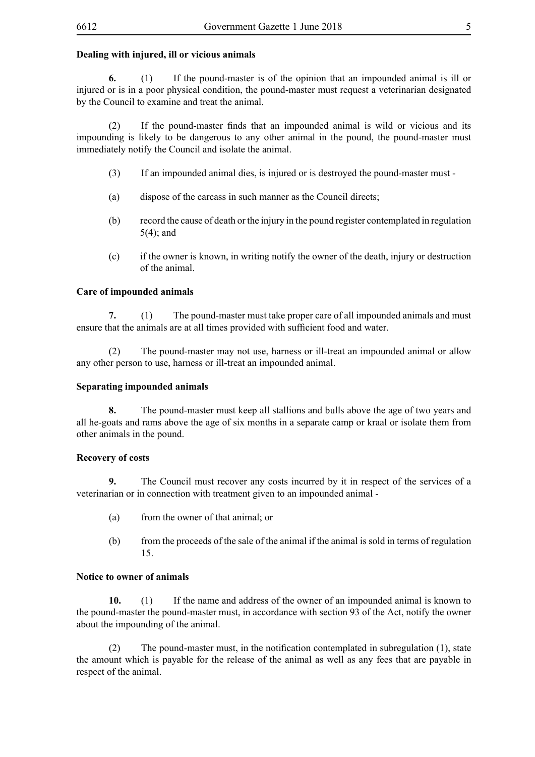**Dealing with injured, ill or vicious animals**

**6.** (1) If the pound-master is of the opinion that an impounded animal is ill or injured or is in a poor physical condition, the pound-master must request a veterinarian designated by the Council to examine and treat the animal.

(2) If the pound-master finds that an impounded animal is wild or vicious and its impounding is likely to be dangerous to any other animal in the pound, the pound-master must immediately notify the Council and isolate the animal.

(3) If an impounded animal dies, is injured or is destroyed the pound-master must -

(a) dispose of the carcass in such manner as the Council directs;

(b) record the cause of death or the injury in the pound register contemplated in regulation 5(4); and

(c) if the owner is known, in writing notify the owner of the death, injury or destruction of the animal.

**Care of impounded animals**

**7.** (1) The pound-master must take proper care of all impounded animals and must ensure that the animals are at all times provided with sufficient food and water.

(2) The pound-master may not use, harness or ill-treat an impounded animal or allow any other person to use, harness or ill-treat an impounded animal.

**Separating impounded animals**

**8.** The pound-master must keep all stallions and bulls above the age of two years and all he-goats and rams above the age of six months in a separate camp or kraal or isolate them from other animals in the pound.

**Recovery of costs**

**9.** The Council must recover any costs incurred by it in respect of the services of a veterinarian or in connection with treatment given to an impounded animal -

(a) from the owner of that animal; or

(b) from the proceeds of the sale of the animal if the animal is sold in terms of regulation 15.

**Notice to owner of animals**

**10.** (1) If the name and address of the owner of an impounded animal is known to the pound-master the pound-master must, in accordance with section 93 of the Act, notify the owner about the impounding of the animal.

(2) The pound-master must, in the notification contemplated in subregulation (1), state the amount which is payable for the release of the animal as well as any fees that are payable in respect of the animal.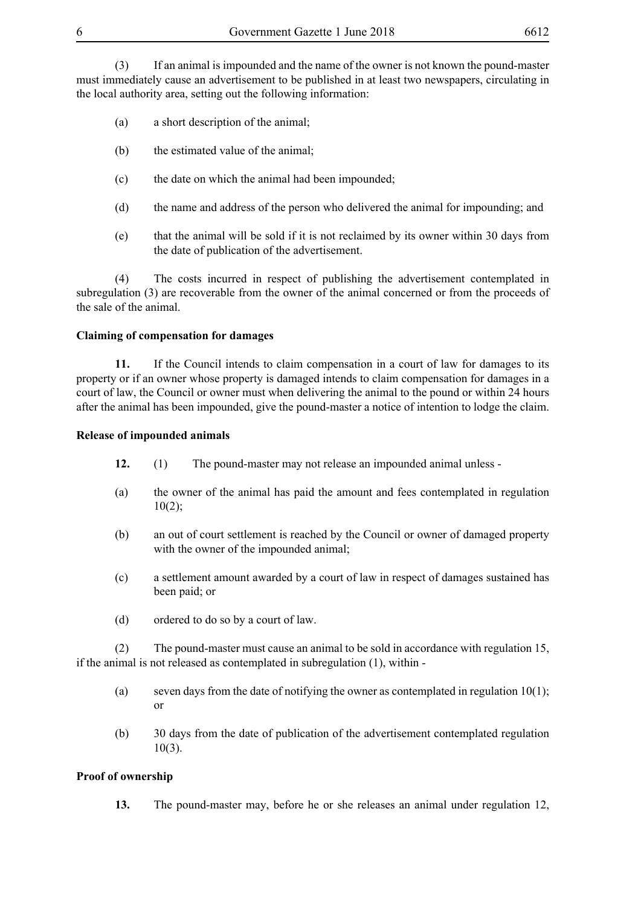(3) If an animal is impounded and the name of the owner is not known the pound-master must immediately cause an advertisement to be published in at least two newspapers, circulating in the local authority area, setting out the following information:

(a) a short description of the animal;

(b) the estimated value of the animal;

(c) the date on which the animal had been impounded;

(d) the name and address of the person who delivered the animal for impounding; and

(e) that the animal will be sold if it is not reclaimed by its owner within 30 days from the date of publication of the advertisement.

(4) The costs incurred in respect of publishing the advertisement contemplated in subregulation (3) are recoverable from the owner of the animal concerned or from the proceeds of the sale of the animal.

**Claiming of compensation for damages**

**11.** If the Council intends to claim compensation in a court of law for damages to its property or if an owner whose property is damaged intends to claim compensation for damages in a court of law, the Council or owner must when delivering the animal to the pound or within 24 hours after the animal has been impounded, give the pound-master a notice of intention to lodge the claim.

**Release of impounded animals**

**12.** (1) The pound-master may not release an impounded animal unless -

(a) the owner of the animal has paid the amount and fees contemplated in regulation 10(2);

(b) an out of court settlement is reached by the Council or owner of damaged property with the owner of the impounded animal;

(c) a settlement amount awarded by a court of law in respect of damages sustained has been paid; or

(d) ordered to do so by a court of law.

(2) The pound-master must cause an animal to be sold in accordance with regulation 15, if the animal is not released as contemplated in subregulation (1), within -

(a) seven days from the date of notifying the owner as contemplated in regulation 10(1); or

(b) 30 days from the date of publication of the advertisement contemplated regulation 10(3).

**Proof of ownership**

**13.** The pound-master may, before he or she releases an animal under regulation 12,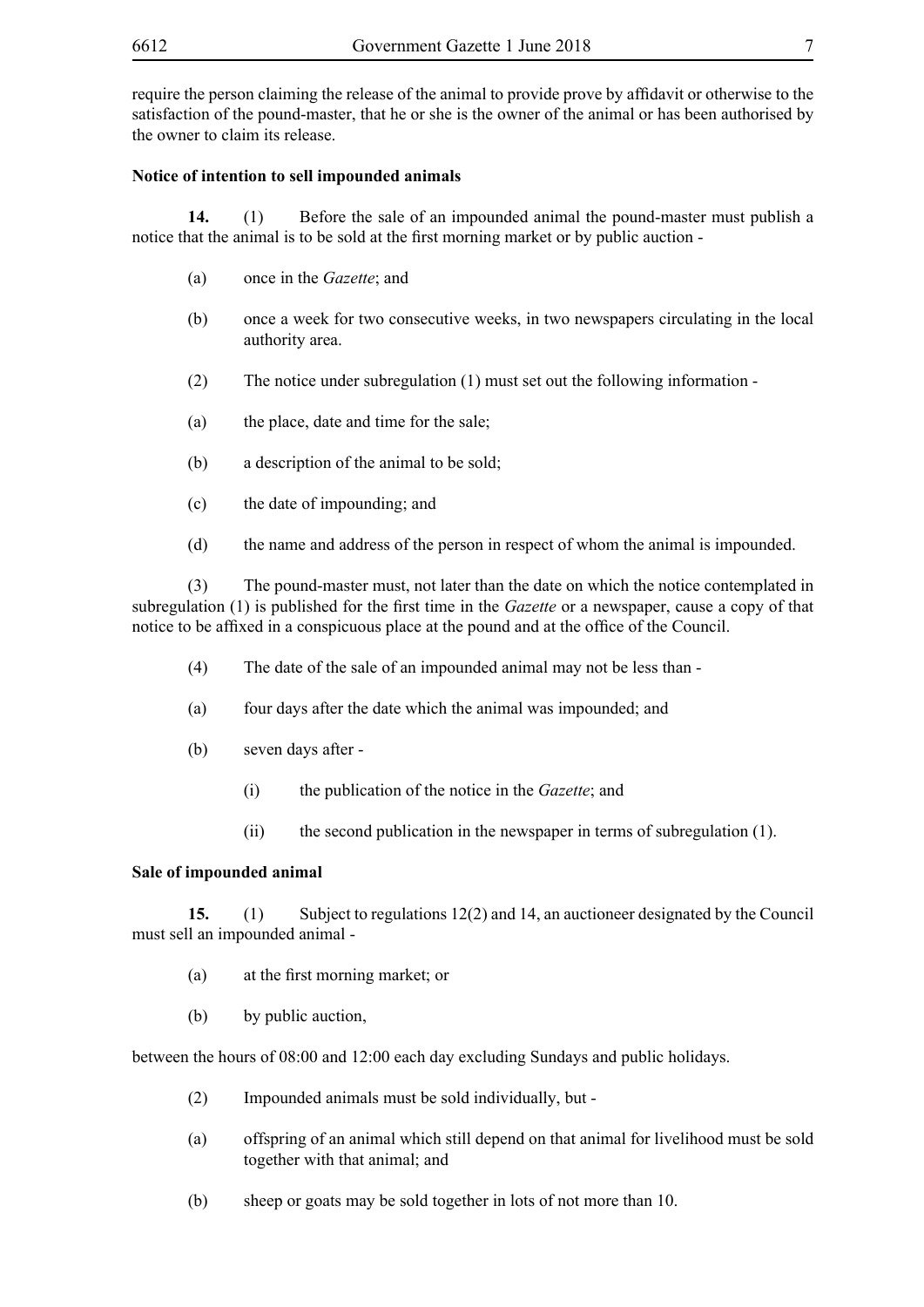require the person claiming the release of the animal to provide prove by affidavit or otherwise to the satisfaction of the pound-master, that he or she is the owner of the animal or has been authorised by the owner to claim its release.

**Notice of intention to sell impounded animals**

**14.** (1) Before the sale of an impounded animal the pound-master must publish a notice that the animal is to be sold at the first morning market or by public auction -

(a) once in the *Gazette*; and

(b) once a week for two consecutive weeks, in two newspapers circulating in the local authority area.

(2) The notice under subregulation (1) must set out the following information -

(a) the place, date and time for the sale;

(b) a description of the animal to be sold;

(c) the date of impounding; and

(d) the name and address of the person in respect of whom the animal is impounded.

(3) The pound-master must, not later than the date on which the notice contemplated in subregulation (1) is published for the first time in the *Gazette* or a newspaper, cause a copy of that notice to be affixed in a conspicuous place at the pound and at the office of the Council.

(4) The date of the sale of an impounded animal may not be less than -

(a) four days after the date which the animal was impounded; and

(b) seven days after -

(i) the publication of the notice in the *Gazette*; and

(ii) the second publication in the newspaper in terms of subregulation (1).

**Sale of impounded animal**

**15.** (1) Subject to regulations 12(2) and 14, an auctioneer designated by the Council must sell an impounded animal -

(a) at the first morning market; or

(b) by public auction,

between the hours of 08:00 and 12:00 each day excluding Sundays and public holidays.

(2) Impounded animals must be sold individually, but -

(a) offspring of an animal which still depend on that animal for livelihood must be sold together with that animal; and

(b) sheep or goats may be sold together in lots of not more than 10.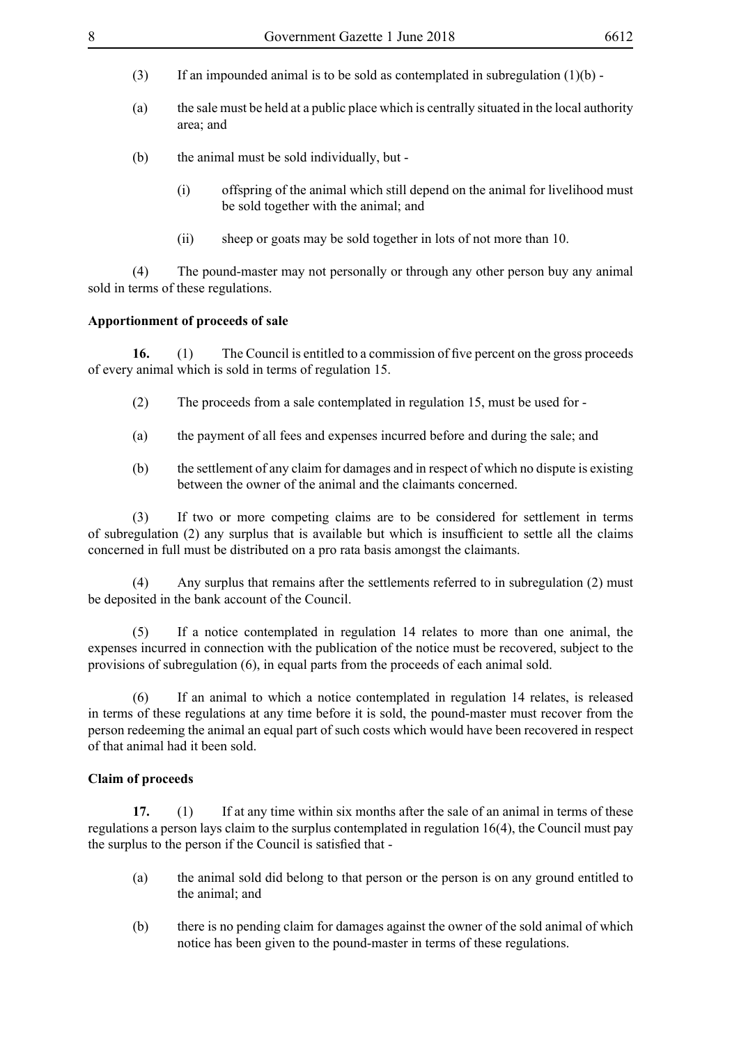(3) If an impounded animal is to be sold as contemplated in subregulation (1)(b) -

(a) the sale must be held at a public place which is centrally situated in the local authority area; and

(b) the animal must be sold individually, but -

(i) offspring of the animal which still depend on the animal for livelihood must be sold together with the animal; and

(ii) sheep or goats may be sold together in lots of not more than 10.

(4) The pound-master may not personally or through any other person buy any animal sold in terms of these regulations.

**Apportionment of proceeds of sale**

**16.** (1) The Council is entitled to a commission of five percent on the gross proceeds of every animal which is sold in terms of regulation 15.

(2) The proceeds from a sale contemplated in regulation 15, must be used for -

(a) the payment of all fees and expenses incurred before and during the sale; and

(b) the settlement of any claim for damages and in respect of which no dispute is existing between the owner of the animal and the claimants concerned.

(3) If two or more competing claims are to be considered for settlement in terms of subregulation (2) any surplus that is available but which is insufficient to settle all the claims concerned in full must be distributed on a pro rata basis amongst the claimants.

(4) Any surplus that remains after the settlements referred to in subregulation (2) must be deposited in the bank account of the Council.

(5) If a notice contemplated in regulation 14 relates to more than one animal, the expenses incurred in connection with the publication of the notice must be recovered, subject to the provisions of subregulation (6), in equal parts from the proceeds of each animal sold.

(6) If an animal to which a notice contemplated in regulation 14 relates, is released in terms of these regulations at any time before it is sold, the pound-master must recover from the person redeeming the animal an equal part of such costs which would have been recovered in respect of that animal had it been sold.

**Claim of proceeds**

**17.** (1) If at any time within six months after the sale of an animal in terms of these regulations a person lays claim to the surplus contemplated in regulation 16(4), the Council must pay the surplus to the person if the Council is satisfied that -

(a) the animal sold did belong to that person or the person is on any ground entitled to the animal; and

(b) there is no pending claim for damages against the owner of the sold animal of which notice has been given to the pound-master in terms of these regulations.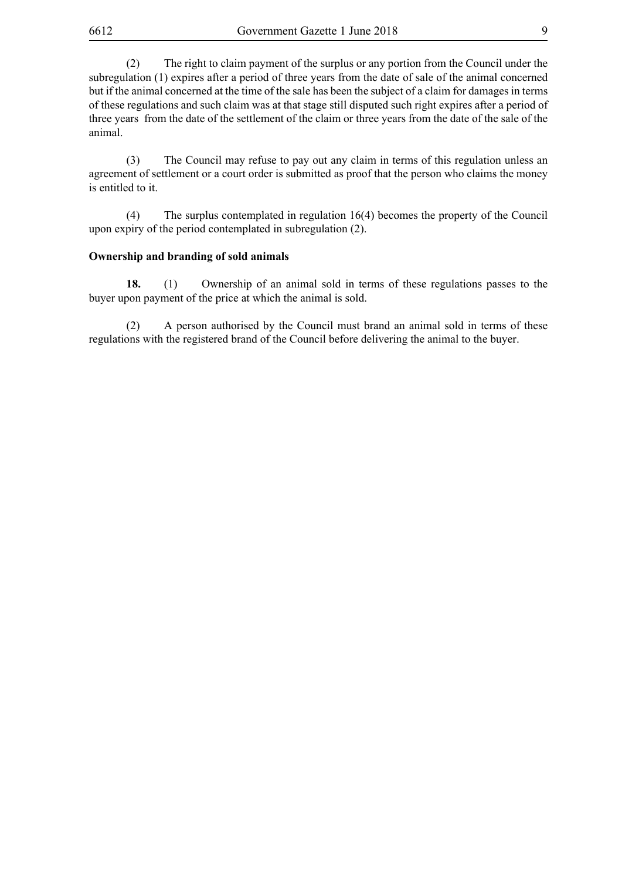(2) The right to claim payment of the surplus or any portion from the Council under the subregulation (1) expires after a period of three years from the date of sale of the animal concerned but if the animal concerned at the time of the sale has been the subject of a claim for damages in terms of these regulations and such claim was at that stage still disputed such right expires after a period of three years from the date of the settlement of the claim or three years from the date of the sale of the animal.

(3) The Council may refuse to pay out any claim in terms of this regulation unless an agreement of settlement or a court order is submitted as proof that the person who claims the money is entitled to it.

(4) The surplus contemplated in regulation 16(4) becomes the property of the Council upon expiry of the period contemplated in subregulation (2).

**Ownership and branding of sold animals**

**18.** (1) Ownership of an animal sold in terms of these regulations passes to the buyer upon payment of the price at which the animal is sold.

(2) A person authorised by the Council must brand an animal sold in terms of these regulations with the registered brand of the Council before delivering the animal to the buyer.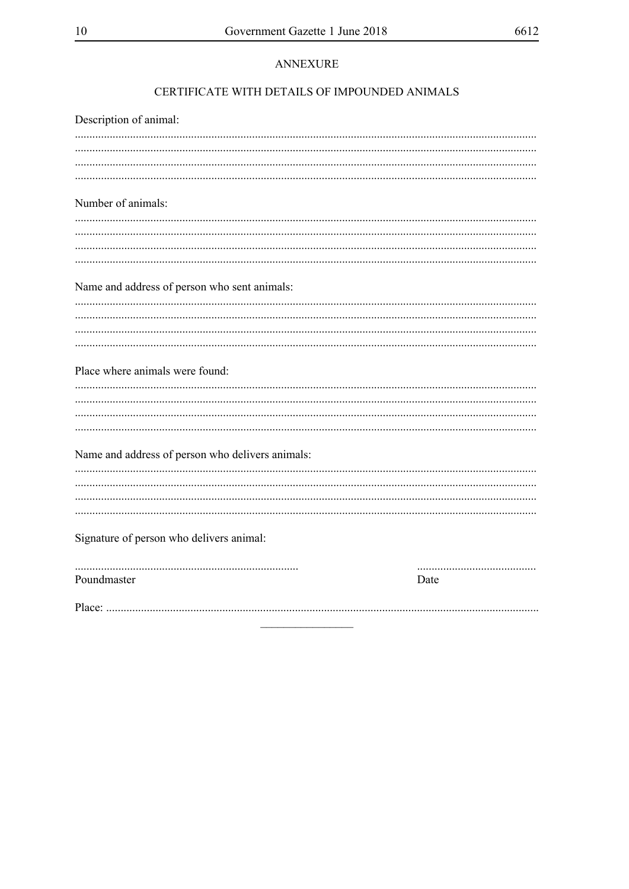## ANNEXURE

## CERTIFICATE WITH DETAILS OF IMPOUNDED ANIMALS

Description of animal:

............................................................................................................................................
............................................................................................................................................
............................................................................................................................................
............................................................................................................................................

Number of animals:

............................................................................................................................................
............................................................................................................................................
............................................................................................................................................
............................................................................................................................................

Name and address of person who sent animals:

............................................................................................................................................
............................................................................................................................................
............................................................................................................................................
............................................................................................................................................

Place where animals were found:

............................................................................................................................................
............................................................................................................................................
............................................................................................................................................
............................................................................................................................................

Name and address of person who delivers animals:

............................................................................................................................................
............................................................................................................................................
............................................................................................................................................
............................................................................................................................................

Signature of person who delivers animal:

............................................................................ .........................................
Poundmaster Date

Place: ..................................................................................................................................................